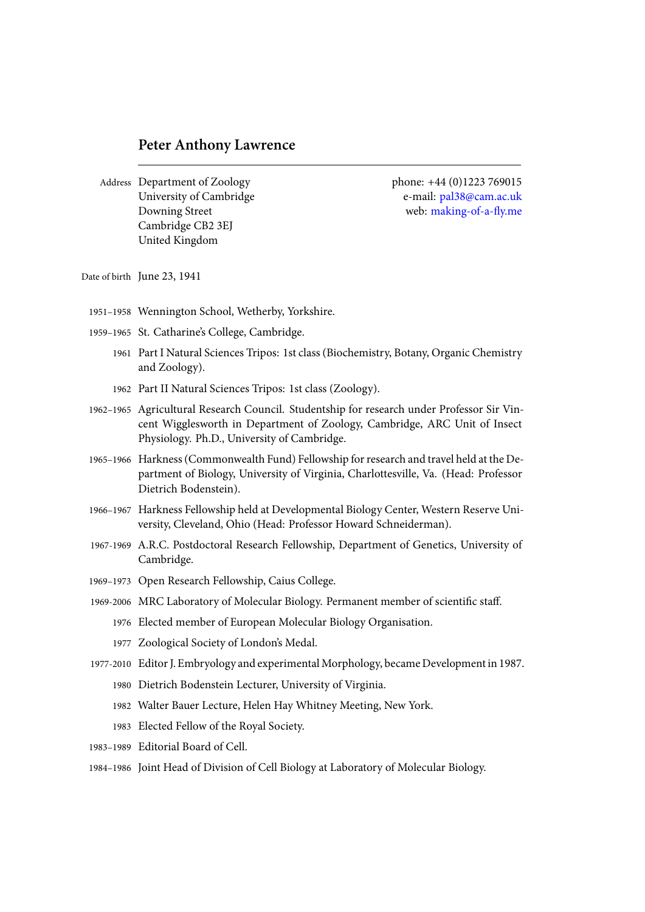# Peter Anthony Lawrence

---

**Address** Department of Zoology
University of Cambridge
Downing Street
Cambridge CB2 3EJ
United Kingdom

phone: +44 (0)1223 769015
e-mail: pal38@cam.ac.uk
web: making-of-a-fly.me

**Date of birth** June 23, 1941

- **1951–1958** Wennington School, Wetherby, Yorkshire.
- **1959–1965** St. Catharine's College, Cambridge.
- **1961** Part I Natural Sciences Tripos: 1st class (Biochemistry, Botany, Organic Chemistry and Zoology).
- **1962** Part II Natural Sciences Tripos: 1st class (Zoology).
- **1962–1965** Agricultural Research Council. Studentship for research under Professor Sir Vincent Wigglesworth in Department of Zoology, Cambridge, ARC Unit of Insect Physiology. Ph.D., University of Cambridge.
- **1965–1966** Harkness (Commonwealth Fund) Fellowship for research and travel held at the Department of Biology, University of Virginia, Charlottesville, Va. (Head: Professor Dietrich Bodenstein).
- **1966–1967** Harkness Fellowship held at Developmental Biology Center, Western Reserve University, Cleveland, Ohio (Head: Professor Howard Schneiderman).
- **1967-1969** A.R.C. Postdoctoral Research Fellowship, Department of Genetics, University of Cambridge.
- **1969–1973** Open Research Fellowship, Caius College.
- **1969-2006** MRC Laboratory of Molecular Biology. Permanent member of scientific staff.
- **1976** Elected member of European Molecular Biology Organisation.
- **1977** Zoological Society of London's Medal.
- **1977-2010** Editor J. Embryology and experimental Morphology, became Development in 1987.
- **1980** Dietrich Bodenstein Lecturer, University of Virginia.
- **1982** Walter Bauer Lecture, Helen Hay Whitney Meeting, New York.
- **1983** Elected Fellow of the Royal Society.
- **1983–1989** Editorial Board of Cell.
- **1984–1986** Joint Head of Division of Cell Biology at Laboratory of Molecular Biology.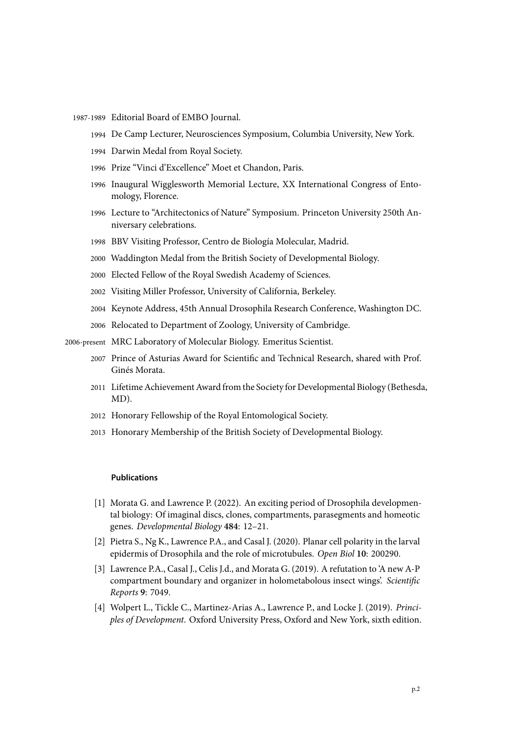1987-1989 Editorial Board of EMBO Journal.

1994 De Camp Lecturer, Neurosciences Symposium, Columbia University, New York.

1994 Darwin Medal from Royal Society.

1996 Prize "Vinci d'Excellence" Moet et Chandon, Paris.

1996 Inaugural Wigglesworth Memorial Lecture, XX International Congress of Entomology, Florence.

1996 Lecture to "Architectonics of Nature" Symposium. Princeton University 250th Anniversary celebrations.

1998 BBV Visiting Professor, Centro de Biología Molecular, Madrid.

2000 Waddington Medal from the British Society of Developmental Biology.

2000 Elected Fellow of the Royal Swedish Academy of Sciences.

2002 Visiting Miller Professor, University of California, Berkeley.

2004 Keynote Address, 45th Annual Drosophila Research Conference, Washington DC.

2006 Relocated to Department of Zoology, University of Cambridge.

2006-present MRC Laboratory of Molecular Biology. Emeritus Scientist.

2007 Prince of Asturias Award for Scientific and Technical Research, shared with Prof. Ginés Morata.

2011 Lifetime Achievement Award from the Society for Developmental Biology (Bethesda, MD).

2012 Honorary Fellowship of the Royal Entomological Society.

2013 Honorary Membership of the British Society of Developmental Biology.

### Publications

[1] Morata G. and Lawrence P. (2022). An exciting period of Drosophila developmental biology: Of imaginal discs, clones, compartments, parasegments and homeotic genes. *Developmental Biology* **484**: 12–21.

[2] Pietra S., Ng K., Lawrence P.A., and Casal J. (2020). Planar cell polarity in the larval epidermis of Drosophila and the role of microtubules. *Open Biol* **10**: 200290.

[3] Lawrence P.A., Casal J., Celis J.d., and Morata G. (2019). A refutation to 'A new A-P compartment boundary and organizer in holometabolous insect wings'. *Scientific Reports* **9**: 7049.

[4] Wolpert L., Tickle C., Martinez-Arias A., Lawrence P., and Locke J. (2019). *Principles of Development*. Oxford University Press, Oxford and New York, sixth edition.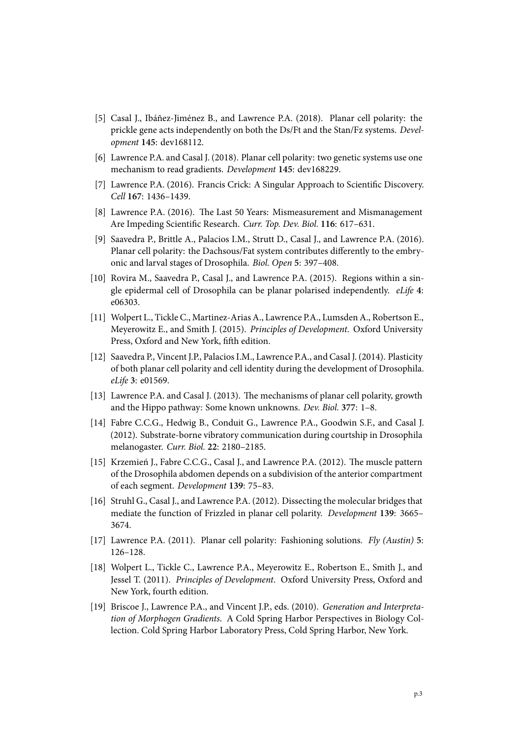[5] Casal J., Ibáñez-Jiménez B., and Lawrence P.A. (2018). Planar cell polarity: the prickle gene acts independently on both the Ds/Ft and the Stan/Fz systems. *Development* **145**: dev168112.

[6] Lawrence P.A. and Casal J. (2018). Planar cell polarity: two genetic systems use one mechanism to read gradients. *Development* **145**: dev168229.

[7] Lawrence P.A. (2016). Francis Crick: A Singular Approach to Scientific Discovery. *Cell* **167**: 1436–1439.

[8] Lawrence P.A. (2016). The Last 50 Years: Mismeasurement and Mismanagement Are Impeding Scientific Research. *Curr. Top. Dev. Biol.* **116**: 617–631.

[9] Saavedra P., Brittle A., Palacios I.M., Strutt D., Casal J., and Lawrence P.A. (2016). Planar cell polarity: the Dachsous/Fat system contributes differently to the embryonic and larval stages of Drosophila. *Biol. Open* **5**: 397–408.

[10] Rovira M., Saavedra P., Casal J., and Lawrence P.A. (2015). Regions within a single epidermal cell of Drosophila can be planar polarised independently. *eLife* **4**: e06303.

[11] Wolpert L., Tickle C., Martinez-Arias A., Lawrence P.A., Lumsden A., Robertson E., Meyerowitz E., and Smith J. (2015). *Principles of Development*. Oxford University Press, Oxford and New York, fifth edition.

[12] Saavedra P., Vincent J.P., Palacios I.M., Lawrence P.A., and Casal J. (2014). Plasticity of both planar cell polarity and cell identity during the development of Drosophila. *eLife* **3**: e01569.

[13] Lawrence P.A. and Casal J. (2013). The mechanisms of planar cell polarity, growth and the Hippo pathway: Some known unknowns. *Dev. Biol.* **377**: 1–8.

[14] Fabre C.C.G., Hedwig B., Conduit G., Lawrence P.A., Goodwin S.F., and Casal J. (2012). Substrate-borne vibratory communication during courtship in Drosophila melanogaster. *Curr. Biol.* **22**: 2180–2185.

[15] Krzemień J., Fabre C.C.G., Casal J., and Lawrence P.A. (2012). The muscle pattern of the Drosophila abdomen depends on a subdivision of the anterior compartment of each segment. *Development* **139**: 75–83.

[16] Struhl G., Casal J., and Lawrence P.A. (2012). Dissecting the molecular bridges that mediate the function of Frizzled in planar cell polarity. *Development* **139**: 3665–3674.

[17] Lawrence P.A. (2011). Planar cell polarity: Fashioning solutions. *Fly (Austin)* **5**: 126–128.

[18] Wolpert L., Tickle C., Lawrence P.A., Meyerowitz E., Robertson E., Smith J., and Jessel T. (2011). *Principles of Development*. Oxford University Press, Oxford and New York, fourth edition.

[19] Briscoe J., Lawrence P.A., and Vincent J.P., eds. (2010). *Generation and Interpretation of Morphogen Gradients*. A Cold Spring Harbor Perspectives in Biology Collection. Cold Spring Harbor Laboratory Press, Cold Spring Harbor, New York.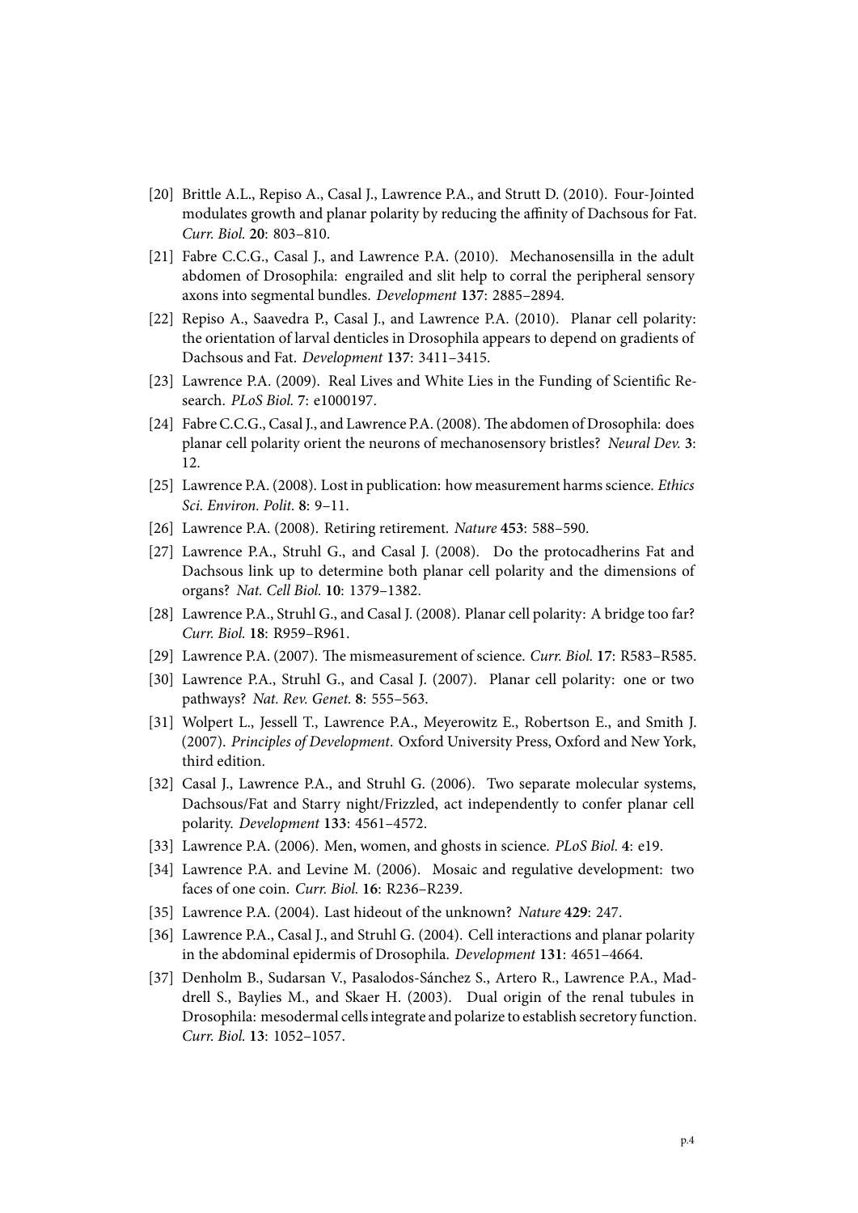[20] Brittle A.L., Repiso A., Casal J., Lawrence P.A., and Strutt D. (2010). Four-Jointed modulates growth and planar polarity by reducing the affinity of Dachsous for Fat. *Curr. Biol.* **20**: 803–810.

[21] Fabre C.C.G., Casal J., and Lawrence P.A. (2010). Mechanosensilla in the adult abdomen of Drosophila: engrailed and slit help to corral the peripheral sensory axons into segmental bundles. *Development* **137**: 2885–2894.

[22] Repiso A., Saavedra P., Casal J., and Lawrence P.A. (2010). Planar cell polarity: the orientation of larval denticles in Drosophila appears to depend on gradients of Dachsous and Fat. *Development* **137**: 3411–3415.

[23] Lawrence P.A. (2009). Real Lives and White Lies in the Funding of Scientific Research. *PLoS Biol.* **7**: e1000197.

[24] Fabre C.C.G., Casal J., and Lawrence P.A. (2008). The abdomen of Drosophila: does planar cell polarity orient the neurons of mechanosensory bristles? *Neural Dev.* **3**: 12.

[25] Lawrence P.A. (2008). Lost in publication: how measurement harms science. *Ethics Sci. Environ. Polit.* **8**: 9–11.

[26] Lawrence P.A. (2008). Retiring retirement. *Nature* **453**: 588–590.

[27] Lawrence P.A., Struhl G., and Casal J. (2008). Do the protocadherins Fat and Dachsous link up to determine both planar cell polarity and the dimensions of organs? *Nat. Cell Biol.* **10**: 1379–1382.

[28] Lawrence P.A., Struhl G., and Casal J. (2008). Planar cell polarity: A bridge too far? *Curr. Biol.* **18**: R959–R961.

[29] Lawrence P.A. (2007). The mismeasurement of science. *Curr. Biol.* **17**: R583–R585.

[30] Lawrence P.A., Struhl G., and Casal J. (2007). Planar cell polarity: one or two pathways? *Nat. Rev. Genet.* **8**: 555–563.

[31] Wolpert L., Jessell T., Lawrence P.A., Meyerowitz E., Robertson E., and Smith J. (2007). *Principles of Development*. Oxford University Press, Oxford and New York, third edition.

[32] Casal J., Lawrence P.A., and Struhl G. (2006). Two separate molecular systems, Dachsous/Fat and Starry night/Frizzled, act independently to confer planar cell polarity. *Development* **133**: 4561–4572.

[33] Lawrence P.A. (2006). Men, women, and ghosts in science. *PLoS Biol.* **4**: e19.

[34] Lawrence P.A. and Levine M. (2006). Mosaic and regulative development: two faces of one coin. *Curr. Biol.* **16**: R236–R239.

[35] Lawrence P.A. (2004). Last hideout of the unknown? *Nature* **429**: 247.

[36] Lawrence P.A., Casal J., and Struhl G. (2004). Cell interactions and planar polarity in the abdominal epidermis of Drosophila. *Development* **131**: 4651–4664.

[37] Denholm B., Sudarsan V., Pasalodos-Sánchez S., Artero R., Lawrence P.A., Maddrell S., Baylies M., and Skaer H. (2003). Dual origin of the renal tubules in Drosophila: mesodermal cells integrate and polarize to establish secretory function. *Curr. Biol.* **13**: 1052–1057.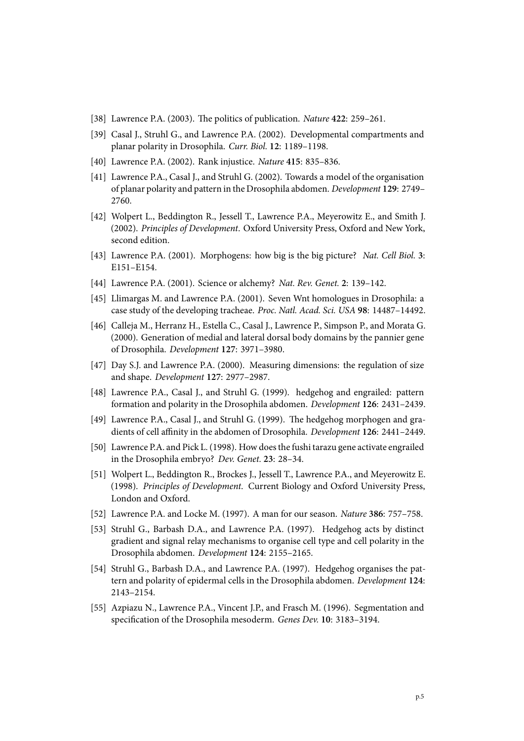[38] Lawrence P.A. (2003). The politics of publication. *Nature* **422**: 259–261.

[39] Casal J., Struhl G., and Lawrence P.A. (2002). Developmental compartments and planar polarity in Drosophila. *Curr. Biol.* **12**: 1189–1198.

[40] Lawrence P.A. (2002). Rank injustice. *Nature* **415**: 835–836.

[41] Lawrence P.A., Casal J., and Struhl G. (2002). Towards a model of the organisation of planar polarity and pattern in the Drosophila abdomen. *Development* **129**: 2749–2760.

[42] Wolpert L., Beddington R., Jessell T., Lawrence P.A., Meyerowitz E., and Smith J. (2002). *Principles of Development*. Oxford University Press, Oxford and New York, second edition.

[43] Lawrence P.A. (2001). Morphogens: how big is the big picture? *Nat. Cell Biol.* **3**: E151–E154.

[44] Lawrence P.A. (2001). Science or alchemy? *Nat. Rev. Genet.* **2**: 139–142.

[45] Llimargas M. and Lawrence P.A. (2001). Seven Wnt homologues in Drosophila: a case study of the developing tracheae. *Proc. Natl. Acad. Sci. USA* **98**: 14487–14492.

[46] Calleja M., Herranz H., Estella C., Casal J., Lawrence P., Simpson P., and Morata G. (2000). Generation of medial and lateral dorsal body domains by the pannier gene of Drosophila. *Development* **127**: 3971–3980.

[47] Day S.J. and Lawrence P.A. (2000). Measuring dimensions: the regulation of size and shape. *Development* **127**: 2977–2987.

[48] Lawrence P.A., Casal J., and Struhl G. (1999). hedgehog and engrailed: pattern formation and polarity in the Drosophila abdomen. *Development* **126**: 2431–2439.

[49] Lawrence P.A., Casal J., and Struhl G. (1999). The hedgehog morphogen and gradients of cell affinity in the abdomen of Drosophila. *Development* **126**: 2441–2449.

[50] Lawrence P.A. and Pick L. (1998). How does the fushi tarazu gene activate engrailed in the Drosophila embryo? *Dev. Genet.* **23**: 28–34.

[51] Wolpert L., Beddington R., Brockes J., Jessell T., Lawrence P.A., and Meyerowitz E. (1998). *Principles of Development*. Current Biology and Oxford University Press, London and Oxford.

[52] Lawrence P.A. and Locke M. (1997). A man for our season. *Nature* **386**: 757–758.

[53] Struhl G., Barbash D.A., and Lawrence P.A. (1997). Hedgehog acts by distinct gradient and signal relay mechanisms to organise cell type and cell polarity in the Drosophila abdomen. *Development* **124**: 2155–2165.

[54] Struhl G., Barbash D.A., and Lawrence P.A. (1997). Hedgehog organises the pattern and polarity of epidermal cells in the Drosophila abdomen. *Development* **124**: 2143–2154.

[55] Azpiazu N., Lawrence P.A., Vincent J.P., and Frasch M. (1996). Segmentation and specification of the Drosophila mesoderm. *Genes Dev.* **10**: 3183–3194.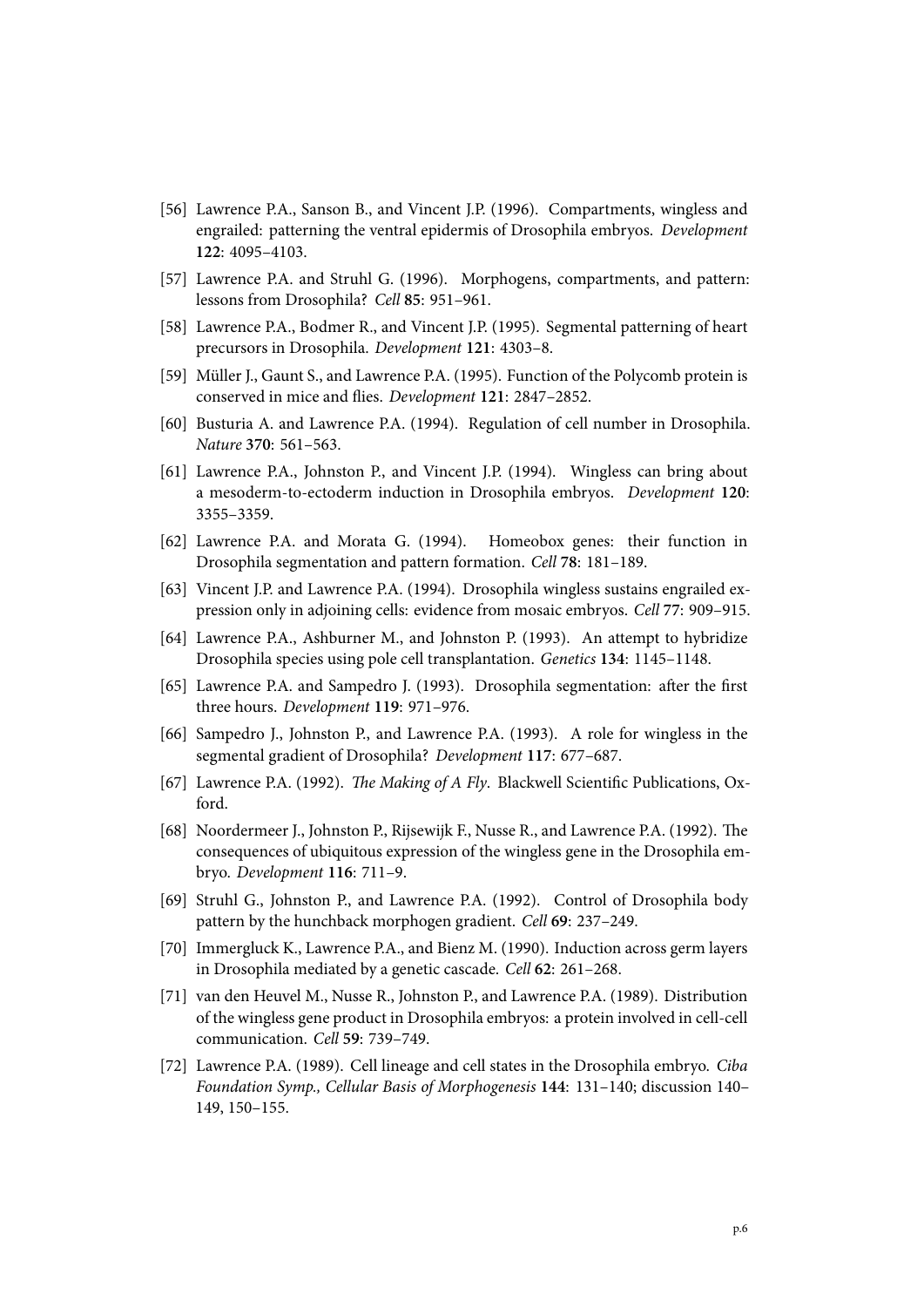[56] Lawrence P.A., Sanson B., and Vincent J.P. (1996). Compartments, wingless and engrailed: patterning the ventral epidermis of Drosophila embryos. *Development* **122**: 4095–4103.

[57] Lawrence P.A. and Struhl G. (1996). Morphogens, compartments, and pattern: lessons from Drosophila? *Cell* **85**: 951–961.

[58] Lawrence P.A., Bodmer R., and Vincent J.P. (1995). Segmental patterning of heart precursors in Drosophila. *Development* **121**: 4303–8.

[59] Müller J., Gaunt S., and Lawrence P.A. (1995). Function of the Polycomb protein is conserved in mice and flies. *Development* **121**: 2847–2852.

[60] Busturia A. and Lawrence P.A. (1994). Regulation of cell number in Drosophila. *Nature* **370**: 561–563.

[61] Lawrence P.A., Johnston P., and Vincent J.P. (1994). Wingless can bring about a mesoderm-to-ectoderm induction in Drosophila embryos. *Development* **120**: 3355–3359.

[62] Lawrence P.A. and Morata G. (1994). Homeobox genes: their function in Drosophila segmentation and pattern formation. *Cell* **78**: 181–189.

[63] Vincent J.P. and Lawrence P.A. (1994). Drosophila wingless sustains engrailed expression only in adjoining cells: evidence from mosaic embryos. *Cell* **77**: 909–915.

[64] Lawrence P.A., Ashburner M., and Johnston P. (1993). An attempt to hybridize Drosophila species using pole cell transplantation. *Genetics* **134**: 1145–1148.

[65] Lawrence P.A. and Sampedro J. (1993). Drosophila segmentation: after the first three hours. *Development* **119**: 971–976.

[66] Sampedro J., Johnston P., and Lawrence P.A. (1993). A role for wingless in the segmental gradient of Drosophila? *Development* **117**: 677–687.

[67] Lawrence P.A. (1992). *The Making of A Fly*. Blackwell Scientific Publications, Oxford.

[68] Noordermeer J., Johnston P., Rijsewijk F., Nusse R., and Lawrence P.A. (1992). The consequences of ubiquitous expression of the wingless gene in the Drosophila embryo. *Development* **116**: 711–9.

[69] Struhl G., Johnston P., and Lawrence P.A. (1992). Control of Drosophila body pattern by the hunchback morphogen gradient. *Cell* **69**: 237–249.

[70] Immergluck K., Lawrence P.A., and Bienz M. (1990). Induction across germ layers in Drosophila mediated by a genetic cascade. *Cell* **62**: 261–268.

[71] van den Heuvel M., Nusse R., Johnston P., and Lawrence P.A. (1989). Distribution of the wingless gene product in Drosophila embryos: a protein involved in cell-cell communication. *Cell* **59**: 739–749.

[72] Lawrence P.A. (1989). Cell lineage and cell states in the Drosophila embryo. *Ciba Foundation Symp., Cellular Basis of Morphogenesis* **144**: 131–140; discussion 140–149, 150–155.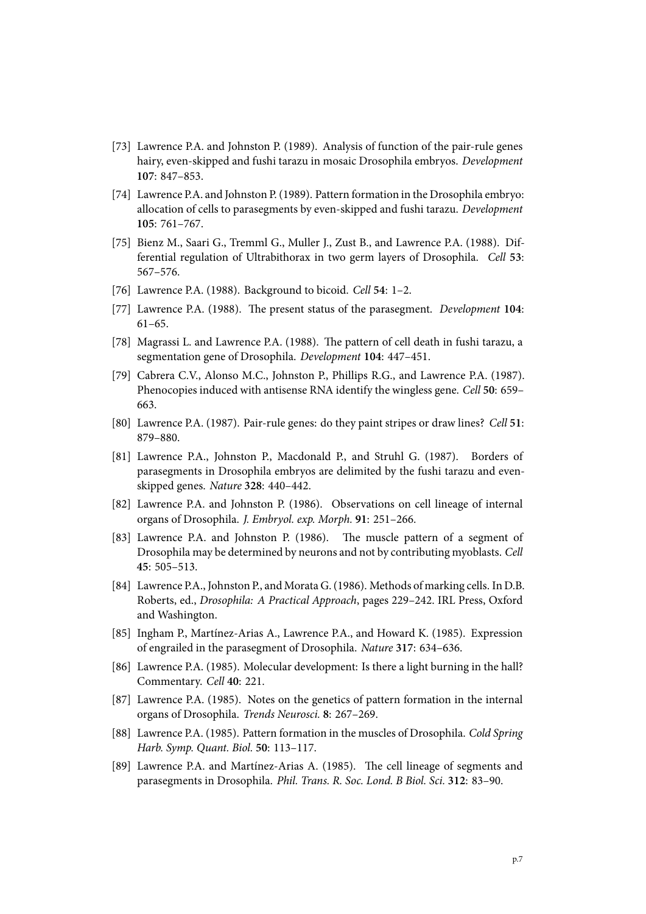[73] Lawrence P.A. and Johnston P. (1989). Analysis of function of the pair-rule genes hairy, even-skipped and fushi tarazu in mosaic Drosophila embryos. *Development* **107**: 847–853.

[74] Lawrence P.A. and Johnston P. (1989). Pattern formation in the Drosophila embryo: allocation of cells to parasegments by even-skipped and fushi tarazu. *Development* **105**: 761–767.

[75] Bienz M., Saari G., Tremml G., Muller J., Zust B., and Lawrence P.A. (1988). Differential regulation of Ultrabithorax in two germ layers of Drosophila. *Cell* **53**: 567–576.

[76] Lawrence P.A. (1988). Background to bicoid. *Cell* **54**: 1–2.

[77] Lawrence P.A. (1988). The present status of the parasegment. *Development* **104**: 61–65.

[78] Magrassi L. and Lawrence P.A. (1988). The pattern of cell death in fushi tarazu, a segmentation gene of Drosophila. *Development* **104**: 447–451.

[79] Cabrera C.V., Alonso M.C., Johnston P., Phillips R.G., and Lawrence P.A. (1987). Phenocopies induced with antisense RNA identify the wingless gene. *Cell* **50**: 659–663.

[80] Lawrence P.A. (1987). Pair-rule genes: do they paint stripes or draw lines? *Cell* **51**: 879–880.

[81] Lawrence P.A., Johnston P., Macdonald P., and Struhl G. (1987). Borders of parasegments in Drosophila embryos are delimited by the fushi tarazu and even-skipped genes. *Nature* **328**: 440–442.

[82] Lawrence P.A. and Johnston P. (1986). Observations on cell lineage of internal organs of Drosophila. *J. Embryol. exp. Morph.* **91**: 251–266.

[83] Lawrence P.A. and Johnston P. (1986). The muscle pattern of a segment of Drosophila may be determined by neurons and not by contributing myoblasts. *Cell* **45**: 505–513.

[84] Lawrence P.A., Johnston P., and Morata G. (1986). Methods of marking cells. In D.B. Roberts, ed., *Drosophila: A Practical Approach*, pages 229–242. IRL Press, Oxford and Washington.

[85] Ingham P., Martínez-Arias A., Lawrence P.A., and Howard K. (1985). Expression of engrailed in the parasegment of Drosophila. *Nature* **317**: 634–636.

[86] Lawrence P.A. (1985). Molecular development: Is there a light burning in the hall? Commentary. *Cell* **40**: 221.

[87] Lawrence P.A. (1985). Notes on the genetics of pattern formation in the internal organs of Drosophila. *Trends Neurosci.* **8**: 267–269.

[88] Lawrence P.A. (1985). Pattern formation in the muscles of Drosophila. *Cold Spring Harb. Symp. Quant. Biol.* **50**: 113–117.

[89] Lawrence P.A. and Martínez-Arias A. (1985). The cell lineage of segments and parasegments in Drosophila. *Phil. Trans. R. Soc. Lond. B Biol. Sci.* **312**: 83–90.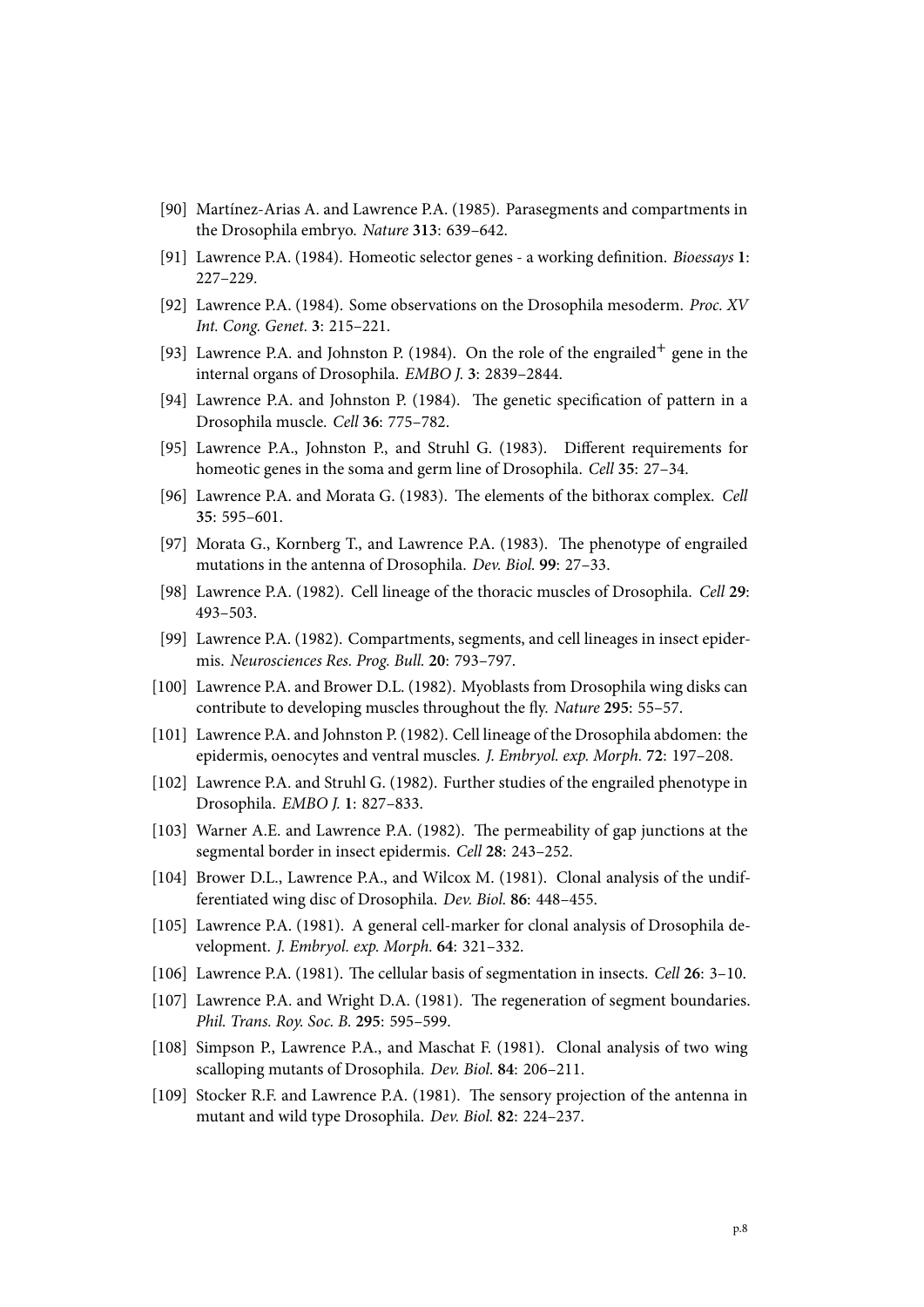[90] Martínez-Arias A. and Lawrence P.A. (1985). Parasegments and compartments in the Drosophila embryo. *Nature* **313**: 639–642.

[91] Lawrence P.A. (1984). Homeotic selector genes - a working definition. *Bioessays* **1**: 227–229.

[92] Lawrence P.A. (1984). Some observations on the Drosophila mesoderm. *Proc. XV Int. Cong. Genet.* **3**: 215–221.

[93] Lawrence P.A. and Johnston P. (1984). On the role of the engrailed$^{+}$ gene in the internal organs of Drosophila. *EMBO J.* **3**: 2839–2844.

[94] Lawrence P.A. and Johnston P. (1984). The genetic specification of pattern in a Drosophila muscle. *Cell* **36**: 775–782.

[95] Lawrence P.A., Johnston P., and Struhl G. (1983). Different requirements for homeotic genes in the soma and germ line of Drosophila. *Cell* **35**: 27–34.

[96] Lawrence P.A. and Morata G. (1983). The elements of the bithorax complex. *Cell* **35**: 595–601.

[97] Morata G., Kornberg T., and Lawrence P.A. (1983). The phenotype of engrailed mutations in the antenna of Drosophila. *Dev. Biol.* **99**: 27–33.

[98] Lawrence P.A. (1982). Cell lineage of the thoracic muscles of Drosophila. *Cell* **29**: 493–503.

[99] Lawrence P.A. (1982). Compartments, segments, and cell lineages in insect epidermis. *Neurosciences Res. Prog. Bull.* **20**: 793–797.

[100] Lawrence P.A. and Brower D.L. (1982). Myoblasts from Drosophila wing disks can contribute to developing muscles throughout the fly. *Nature* **295**: 55–57.

[101] Lawrence P.A. and Johnston P. (1982). Cell lineage of the Drosophila abdomen: the epidermis, oenocytes and ventral muscles. *J. Embryol. exp. Morph.* **72**: 197–208.

[102] Lawrence P.A. and Struhl G. (1982). Further studies of the engrailed phenotype in Drosophila. *EMBO J.* **1**: 827–833.

[103] Warner A.E. and Lawrence P.A. (1982). The permeability of gap junctions at the segmental border in insect epidermis. *Cell* **28**: 243–252.

[104] Brower D.L., Lawrence P.A., and Wilcox M. (1981). Clonal analysis of the undifferentiated wing disc of Drosophila. *Dev. Biol.* **86**: 448–455.

[105] Lawrence P.A. (1981). A general cell-marker for clonal analysis of Drosophila development. *J. Embryol. exp. Morph.* **64**: 321–332.

[106] Lawrence P.A. (1981). The cellular basis of segmentation in insects. *Cell* **26**: 3–10.

[107] Lawrence P.A. and Wright D.A. (1981). The regeneration of segment boundaries. *Phil. Trans. Roy. Soc. B.* **295**: 595–599.

[108] Simpson P., Lawrence P.A., and Maschat F. (1981). Clonal analysis of two wing scalloping mutants of Drosophila. *Dev. Biol.* **84**: 206–211.

[109] Stocker R.F. and Lawrence P.A. (1981). The sensory projection of the antenna in mutant and wild type Drosophila. *Dev. Biol.* **82**: 224–237.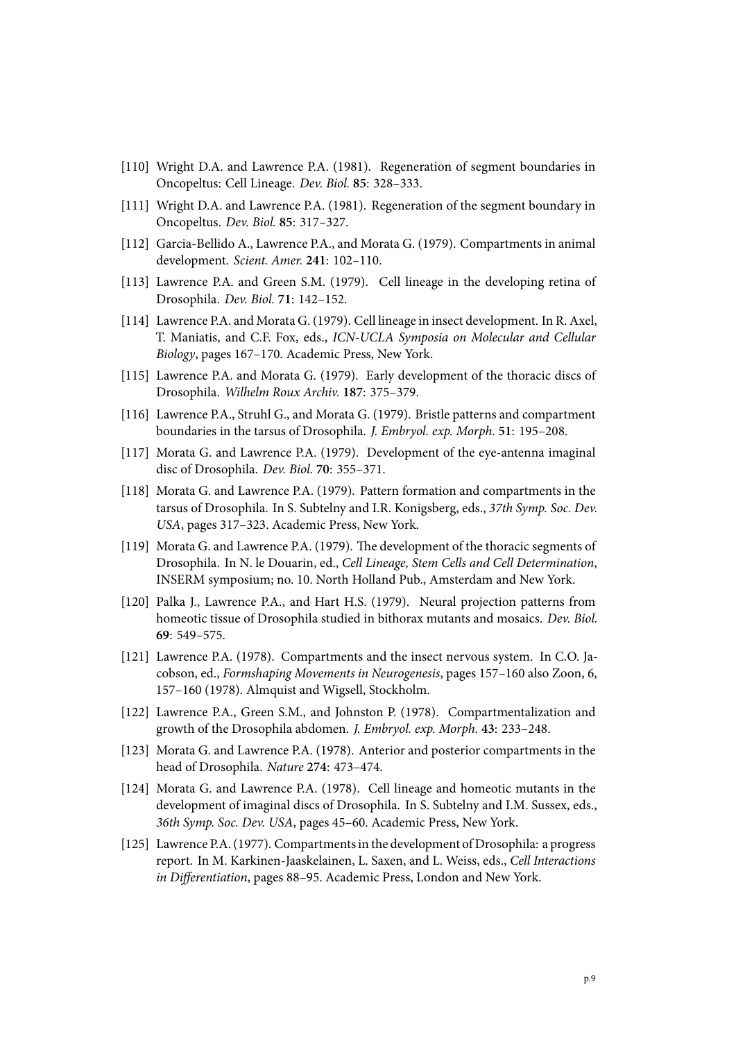[110] Wright D.A. and Lawrence P.A. (1981). Regeneration of segment boundaries in Oncopeltus: Cell Lineage. *Dev. Biol.* **85**: 328–333.

[111] Wright D.A. and Lawrence P.A. (1981). Regeneration of the segment boundary in Oncopeltus. *Dev. Biol.* **85**: 317–327.

[112] Garcia-Bellido A., Lawrence P.A., and Morata G. (1979). Compartments in animal development. *Scient. Amer.* **241**: 102–110.

[113] Lawrence P.A. and Green S.M. (1979). Cell lineage in the developing retina of Drosophila. *Dev. Biol.* **71**: 142–152.

[114] Lawrence P.A. and Morata G. (1979). Cell lineage in insect development. In R. Axel, T. Maniatis, and C.F. Fox, eds., *ICN-UCLA Symposia on Molecular and Cellular Biology*, pages 167–170. Academic Press, New York.

[115] Lawrence P.A. and Morata G. (1979). Early development of the thoracic discs of Drosophila. *Wilhelm Roux Archiv.* **187**: 375–379.

[116] Lawrence P.A., Struhl G., and Morata G. (1979). Bristle patterns and compartment boundaries in the tarsus of Drosophila. *J. Embryol. exp. Morph.* **51**: 195–208.

[117] Morata G. and Lawrence P.A. (1979). Development of the eye-antenna imaginal disc of Drosophila. *Dev. Biol.* **70**: 355–371.

[118] Morata G. and Lawrence P.A. (1979). Pattern formation and compartments in the tarsus of Drosophila. In S. Subtelny and I.R. Konigsberg, eds., *37th Symp. Soc. Dev. USA*, pages 317–323. Academic Press, New York.

[119] Morata G. and Lawrence P.A. (1979). The development of the thoracic segments of Drosophila. In N. le Douarin, ed., *Cell Lineage, Stem Cells and Cell Determination*, INSERM symposium; no. 10. North Holland Pub., Amsterdam and New York.

[120] Palka J., Lawrence P.A., and Hart H.S. (1979). Neural projection patterns from homeotic tissue of Drosophila studied in bithorax mutants and mosaics. *Dev. Biol.* **69**: 549–575.

[121] Lawrence P.A. (1978). Compartments and the insect nervous system. In C.O. Jacobson, ed., *Formshaping Movements in Neurogenesis*, pages 157–160 also Zoon, 6, 157–160 (1978). Almquist and Wigsell, Stockholm.

[122] Lawrence P.A., Green S.M., and Johnston P. (1978). Compartmentalization and growth of the Drosophila abdomen. *J. Embryol. exp. Morph.* **43**: 233–248.

[123] Morata G. and Lawrence P.A. (1978). Anterior and posterior compartments in the head of Drosophila. *Nature* **274**: 473–474.

[124] Morata G. and Lawrence P.A. (1978). Cell lineage and homeotic mutants in the development of imaginal discs of Drosophila. In S. Subtelny and I.M. Sussex, eds., *36th Symp. Soc. Dev. USA*, pages 45–60. Academic Press, New York.

[125] Lawrence P.A. (1977). Compartments in the development of Drosophila: a progress report. In M. Karkinen-Jaaskelainen, L. Saxen, and L. Weiss, eds., *Cell Interactions in Differentiation*, pages 88–95. Academic Press, London and New York.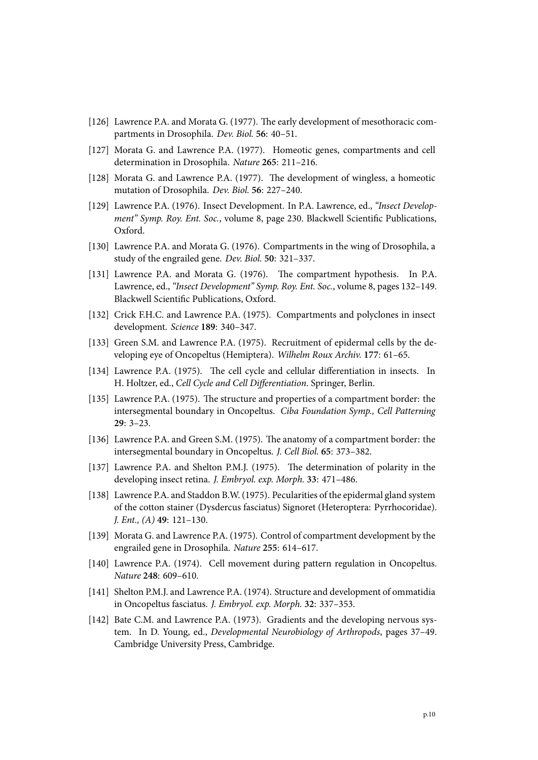[126] Lawrence P.A. and Morata G. (1977). The early development of mesothoracic compartments in Drosophila. *Dev. Biol.* **56**: 40–51.

[127] Morata G. and Lawrence P.A. (1977). Homeotic genes, compartments and cell determination in Drosophila. *Nature* **265**: 211–216.

[128] Morata G. and Lawrence P.A. (1977). The development of wingless, a homeotic mutation of Drosophila. *Dev. Biol.* **56**: 227–240.

[129] Lawrence P.A. (1976). Insect Development. In P.A. Lawrence, ed., *"Insect Development" Symp. Roy. Ent. Soc.*, volume 8, page 230. Blackwell Scientific Publications, Oxford.

[130] Lawrence P.A. and Morata G. (1976). Compartments in the wing of Drosophila, a study of the engrailed gene. *Dev. Biol.* **50**: 321–337.

[131] Lawrence P.A. and Morata G. (1976). The compartment hypothesis. In P.A. Lawrence, ed., *"Insect Development" Symp. Roy. Ent. Soc.*, volume 8, pages 132–149. Blackwell Scientific Publications, Oxford.

[132] Crick F.H.C. and Lawrence P.A. (1975). Compartments and polyclones in insect development. *Science* **189**: 340–347.

[133] Green S.M. and Lawrence P.A. (1975). Recruitment of epidermal cells by the developing eye of Oncopeltus (Hemiptera). *Wilhelm Roux Archiv.* **177**: 61–65.

[134] Lawrence P.A. (1975). The cell cycle and cellular differentiation in insects. In H. Holtzer, ed., *Cell Cycle and Cell Differentiation*. Springer, Berlin.

[135] Lawrence P.A. (1975). The structure and properties of a compartment border: the intersegmental boundary in Oncopeltus. *Ciba Foundation Symp., Cell Patterning* **29**: 3–23.

[136] Lawrence P.A. and Green S.M. (1975). The anatomy of a compartment border: the intersegmental boundary in Oncopeltus. *J. Cell Biol.* **65**: 373–382.

[137] Lawrence P.A. and Shelton P.M.J. (1975). The determination of polarity in the developing insect retina. *J. Embryol. exp. Morph.* **33**: 471–486.

[138] Lawrence P.A. and Staddon B.W. (1975). Pecularities of the epidermal gland system of the cotton stainer (Dysdercus fasciatus) Signoret (Heteroptera: Pyrrhocoridae). *J. Ent., (A)* **49**: 121–130.

[139] Morata G. and Lawrence P.A. (1975). Control of compartment development by the engrailed gene in Drosophila. *Nature* **255**: 614–617.

[140] Lawrence P.A. (1974). Cell movement during pattern regulation in Oncopeltus. *Nature* **248**: 609–610.

[141] Shelton P.M.J. and Lawrence P.A. (1974). Structure and development of ommatidia in Oncopeltus fasciatus. *J. Embryol. exp. Morph.* **32**: 337–353.

[142] Bate C.M. and Lawrence P.A. (1973). Gradients and the developing nervous system. In D. Young, ed., *Developmental Neurobiology of Arthropods*, pages 37–49. Cambridge University Press, Cambridge.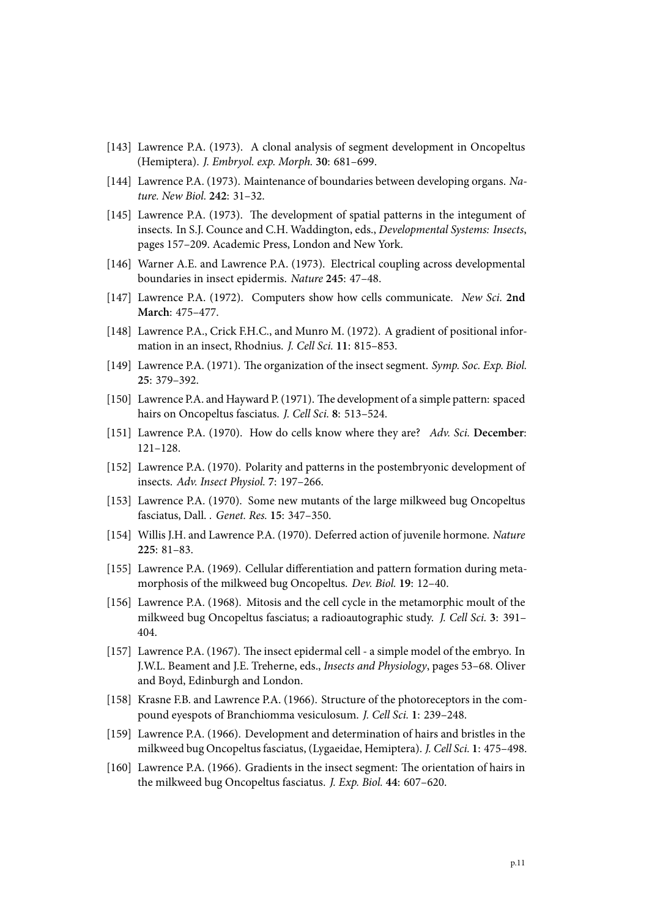[143] Lawrence P.A. (1973). A clonal analysis of segment development in Oncopeltus (Hemiptera). *J. Embryol. exp. Morph.* **30**: 681–699.

[144] Lawrence P.A. (1973). Maintenance of boundaries between developing organs. *Nature. New Biol.* **242**: 31–32.

[145] Lawrence P.A. (1973). The development of spatial patterns in the integument of insects. In S.J. Counce and C.H. Waddington, eds., *Developmental Systems: Insects*, pages 157–209. Academic Press, London and New York.

[146] Warner A.E. and Lawrence P.A. (1973). Electrical coupling across developmental boundaries in insect epidermis. *Nature* **245**: 47–48.

[147] Lawrence P.A. (1972). Computers show how cells communicate. *New Sci.* **2nd March**: 475–477.

[148] Lawrence P.A., Crick F.H.C., and Munro M. (1972). A gradient of positional information in an insect, Rhodnius. *J. Cell Sci.* **11**: 815–853.

[149] Lawrence P.A. (1971). The organization of the insect segment. *Symp. Soc. Exp. Biol.* **25**: 379–392.

[150] Lawrence P.A. and Hayward P. (1971). The development of a simple pattern: spaced hairs on Oncopeltus fasciatus. *J. Cell Sci.* **8**: 513–524.

[151] Lawrence P.A. (1970). How do cells know where they are? *Adv. Sci.* **December**: 121–128.

[152] Lawrence P.A. (1970). Polarity and patterns in the postembryonic development of insects. *Adv. Insect Physiol.* **7**: 197–266.

[153] Lawrence P.A. (1970). Some new mutants of the large milkweed bug Oncopeltus fasciatus, Dall. . *Genet. Res.* **15**: 347–350.

[154] Willis J.H. and Lawrence P.A. (1970). Deferred action of juvenile hormone. *Nature* **225**: 81–83.

[155] Lawrence P.A. (1969). Cellular differentiation and pattern formation during metamorphosis of the milkweed bug Oncopeltus. *Dev. Biol.* **19**: 12–40.

[156] Lawrence P.A. (1968). Mitosis and the cell cycle in the metamorphic moult of the milkweed bug Oncopeltus fasciatus; a radioautographic study. *J. Cell Sci.* **3**: 391–404.

[157] Lawrence P.A. (1967). The insect epidermal cell - a simple model of the embryo. In J.W.L. Beament and J.E. Treherne, eds., *Insects and Physiology*, pages 53–68. Oliver and Boyd, Edinburgh and London.

[158] Krasne F.B. and Lawrence P.A. (1966). Structure of the photoreceptors in the compound eyespots of Branchiomma vesiculosum. *J. Cell Sci.* **1**: 239–248.

[159] Lawrence P.A. (1966). Development and determination of hairs and bristles in the milkweed bug Oncopeltus fasciatus, (Lygaeidae, Hemiptera). *J. Cell Sci.* **1**: 475–498.

[160] Lawrence P.A. (1966). Gradients in the insect segment: The orientation of hairs in the milkweed bug Oncopeltus fasciatus. *J. Exp. Biol.* **44**: 607–620.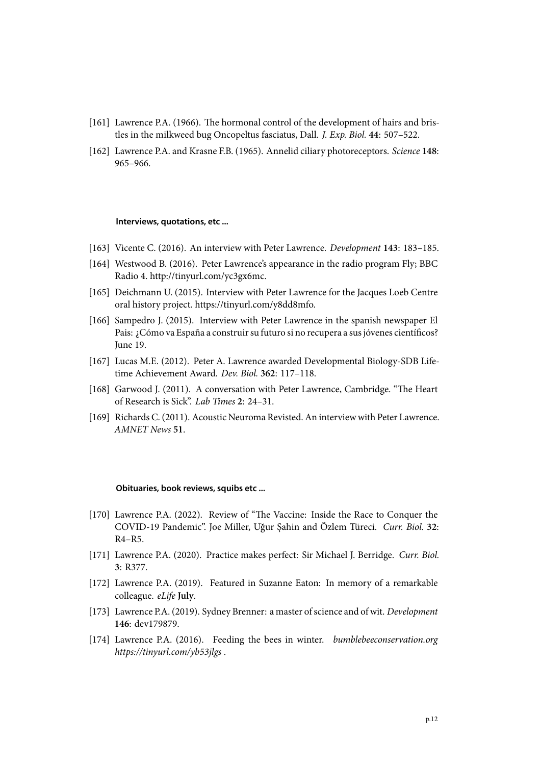[161] Lawrence P.A. (1966). The hormonal control of the development of hairs and bristles in the milkweed bug Oncopeltus fasciatus, Dall. *J. Exp. Biol.* **44**: 507–522.

[162] Lawrence P.A. and Krasne F.B. (1965). Annelid ciliary photoreceptors. *Science* **148**: 965–966.

#### Interviews, quotations, etc ...

[163] Vicente C. (2016). An interview with Peter Lawrence. *Development* **143**: 183–185.

[164] Westwood B. (2016). Peter Lawrence's appearance in the radio program Fly; BBC Radio 4. http://tinyurl.com/yc3gx6mc.

[165] Deichmann U. (2015). Interview with Peter Lawrence for the Jacques Loeb Centre oral history project. https://tinyurl.com/y8dd8mfo.

[166] Sampedro J. (2015). Interview with Peter Lawrence in the spanish newspaper El Pais: ¿Cómo va España a construir su futuro si no recupera a sus jóvenes científicos? June 19.

[167] Lucas M.E. (2012). Peter A. Lawrence awarded Developmental Biology-SDB Lifetime Achievement Award. *Dev. Biol.* **362**: 117–118.

[168] Garwood J. (2011). A conversation with Peter Lawrence, Cambridge. "The Heart of Research is Sick". *Lab Times* **2**: 24–31.

[169] Richards C. (2011). Acoustic Neuroma Revisted. An interview with Peter Lawrence. *AMNET News* **51**.

#### Obituaries, book reviews, squibs etc ...

[170] Lawrence P.A. (2022). Review of "The Vaccine: Inside the Race to Conquer the COVID-19 Pandemic". Joe Miller, Uğur Şahin and Özlem Türeci. *Curr. Biol.* **32**: R4–R5.

[171] Lawrence P.A. (2020). Practice makes perfect: Sir Michael J. Berridge. *Curr. Biol.* **3**: R377.

[172] Lawrence P.A. (2019). Featured in Suzanne Eaton: In memory of a remarkable colleague. *eLife* **July**.

[173] Lawrence P.A. (2019). Sydney Brenner: a master of science and of wit. *Development* **146**: dev179879.

[174] Lawrence P.A. (2016). Feeding the bees in winter. *bumblebeeconservation.org https://tinyurl.com/yb53jlgs* .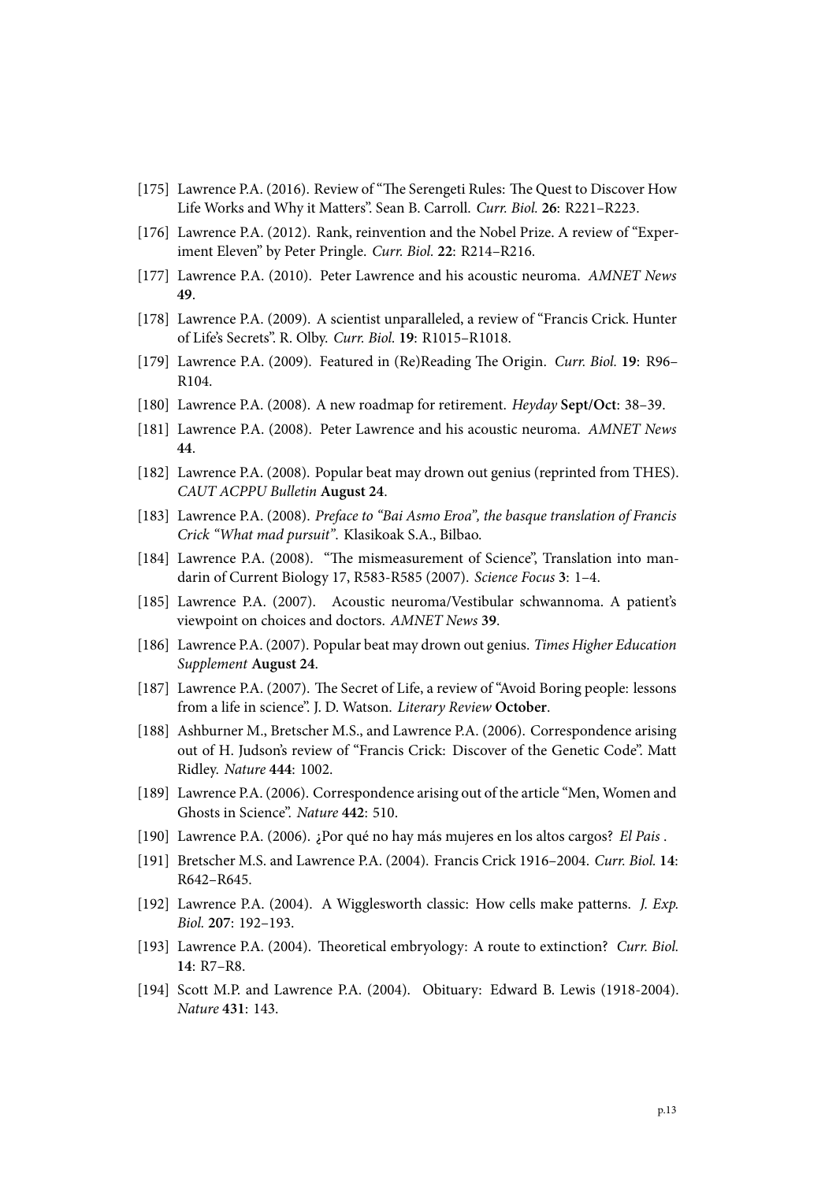[175] Lawrence P.A. (2016). Review of "The Serengeti Rules: The Quest to Discover How Life Works and Why it Matters". Sean B. Carroll. *Curr. Biol.* **26**: R221–R223.

[176] Lawrence P.A. (2012). Rank, reinvention and the Nobel Prize. A review of "Experiment Eleven" by Peter Pringle. *Curr. Biol.* **22**: R214–R216.

[177] Lawrence P.A. (2010). Peter Lawrence and his acoustic neuroma. *AMNET News* **49**.

[178] Lawrence P.A. (2009). A scientist unparalleled, a review of "Francis Crick. Hunter of Life's Secrets". R. Olby. *Curr. Biol.* **19**: R1015–R1018.

[179] Lawrence P.A. (2009). Featured in (Re)Reading The Origin. *Curr. Biol.* **19**: R96–R104.

[180] Lawrence P.A. (2008). A new roadmap for retirement. *Heyday* **Sept/Oct**: 38–39.

[181] Lawrence P.A. (2008). Peter Lawrence and his acoustic neuroma. *AMNET News* **44**.

[182] Lawrence P.A. (2008). Popular beat may drown out genius (reprinted from THES). *CAUT ACPPU Bulletin* **August 24**.

[183] Lawrence P.A. (2008). *Preface to "Bai Asmo Eroa", the basque translation of Francis Crick "What mad pursuit"*. Klasikoak S.A., Bilbao.

[184] Lawrence P.A. (2008). "The mismeasurement of Science", Translation into mandarin of Current Biology 17, R583-R585 (2007). *Science Focus* **3**: 1–4.

[185] Lawrence P.A. (2007). Acoustic neuroma/Vestibular schwannoma. A patient's viewpoint on choices and doctors. *AMNET News* **39**.

[186] Lawrence P.A. (2007). Popular beat may drown out genius. *Times Higher Education Supplement* **August 24**.

[187] Lawrence P.A. (2007). The Secret of Life, a review of "Avoid Boring people: lessons from a life in science". J. D. Watson. *Literary Review* **October**.

[188] Ashburner M., Bretscher M.S., and Lawrence P.A. (2006). Correspondence arising out of H. Judson's review of "Francis Crick: Discover of the Genetic Code". Matt Ridley. *Nature* **444**: 1002.

[189] Lawrence P.A. (2006). Correspondence arising out of the article "Men, Women and Ghosts in Science". *Nature* **442**: 510.

[190] Lawrence P.A. (2006). ¿Por qué no hay más mujeres en los altos cargos? *El Pais* .

[191] Bretscher M.S. and Lawrence P.A. (2004). Francis Crick 1916–2004. *Curr. Biol.* **14**: R642–R645.

[192] Lawrence P.A. (2004). A Wigglesworth classic: How cells make patterns. *J. Exp. Biol.* **207**: 192–193.

[193] Lawrence P.A. (2004). Theoretical embryology: A route to extinction? *Curr. Biol.* **14**: R7–R8.

[194] Scott M.P. and Lawrence P.A. (2004). Obituary: Edward B. Lewis (1918-2004). *Nature* **431**: 143.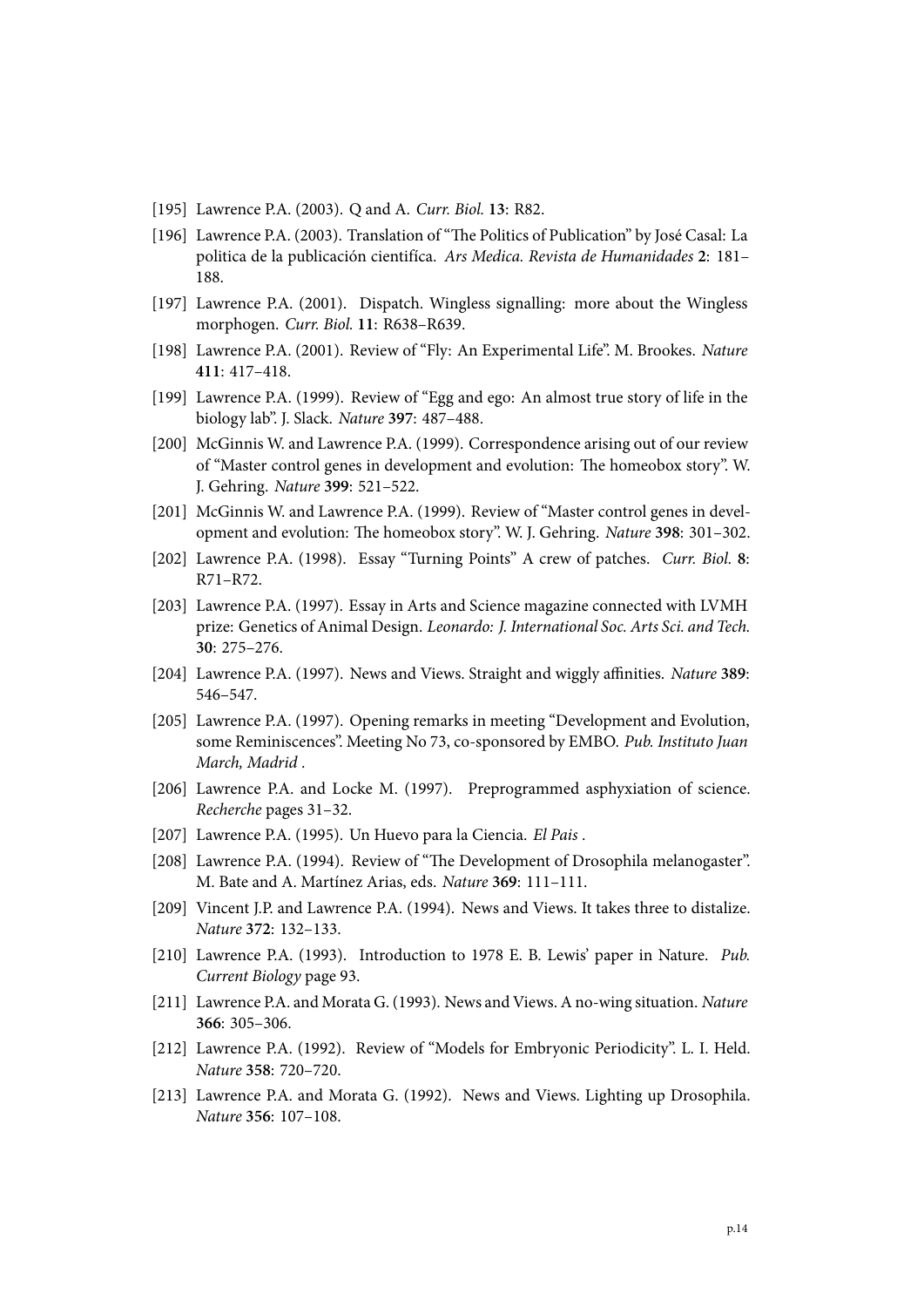[195] Lawrence P.A. (2003). Q and A. *Curr. Biol.* **13**: R82.

[196] Lawrence P.A. (2003). Translation of "The Politics of Publication" by José Casal: La politica de la publicación científica. *Ars Medica. Revista de Humanidades* **2**: 181–188.

[197] Lawrence P.A. (2001). Dispatch. Wingless signalling: more about the Wingless morphogen. *Curr. Biol.* **11**: R638–R639.

[198] Lawrence P.A. (2001). Review of "Fly: An Experimental Life". M. Brookes. *Nature* **411**: 417–418.

[199] Lawrence P.A. (1999). Review of "Egg and ego: An almost true story of life in the biology lab". J. Slack. *Nature* **397**: 487–488.

[200] McGinnis W. and Lawrence P.A. (1999). Correspondence arising out of our review of "Master control genes in development and evolution: The homeobox story". W. J. Gehring. *Nature* **399**: 521–522.

[201] McGinnis W. and Lawrence P.A. (1999). Review of "Master control genes in development and evolution: The homeobox story". W. J. Gehring. *Nature* **398**: 301–302.

[202] Lawrence P.A. (1998). Essay "Turning Points" A crew of patches. *Curr. Biol.* **8**: R71–R72.

[203] Lawrence P.A. (1997). Essay in Arts and Science magazine connected with LVMH prize: Genetics of Animal Design. *Leonardo: J. International Soc. Arts Sci. and Tech.* **30**: 275–276.

[204] Lawrence P.A. (1997). News and Views. Straight and wiggly affinities. *Nature* **389**: 546–547.

[205] Lawrence P.A. (1997). Opening remarks in meeting "Development and Evolution, some Reminiscences". Meeting No 73, co-sponsored by EMBO. *Pub. Instituto Juan March, Madrid* .

[206] Lawrence P.A. and Locke M. (1997). Preprogrammed asphyxiation of science. *Recherche* pages 31–32.

[207] Lawrence P.A. (1995). Un Huevo para la Ciencia. *El Pais* .

[208] Lawrence P.A. (1994). Review of "The Development of Drosophila melanogaster". M. Bate and A. Martínez Arias, eds. *Nature* **369**: 111–111.

[209] Vincent J.P. and Lawrence P.A. (1994). News and Views. It takes three to distalize. *Nature* **372**: 132–133.

[210] Lawrence P.A. (1993). Introduction to 1978 E. B. Lewis' paper in Nature. *Pub. Current Biology* page 93.

[211] Lawrence P.A. and Morata G. (1993). News and Views. A no-wing situation. *Nature* **366**: 305–306.

[212] Lawrence P.A. (1992). Review of "Models for Embryonic Periodicity". L. I. Held. *Nature* **358**: 720–720.

[213] Lawrence P.A. and Morata G. (1992). News and Views. Lighting up Drosophila. *Nature* **356**: 107–108.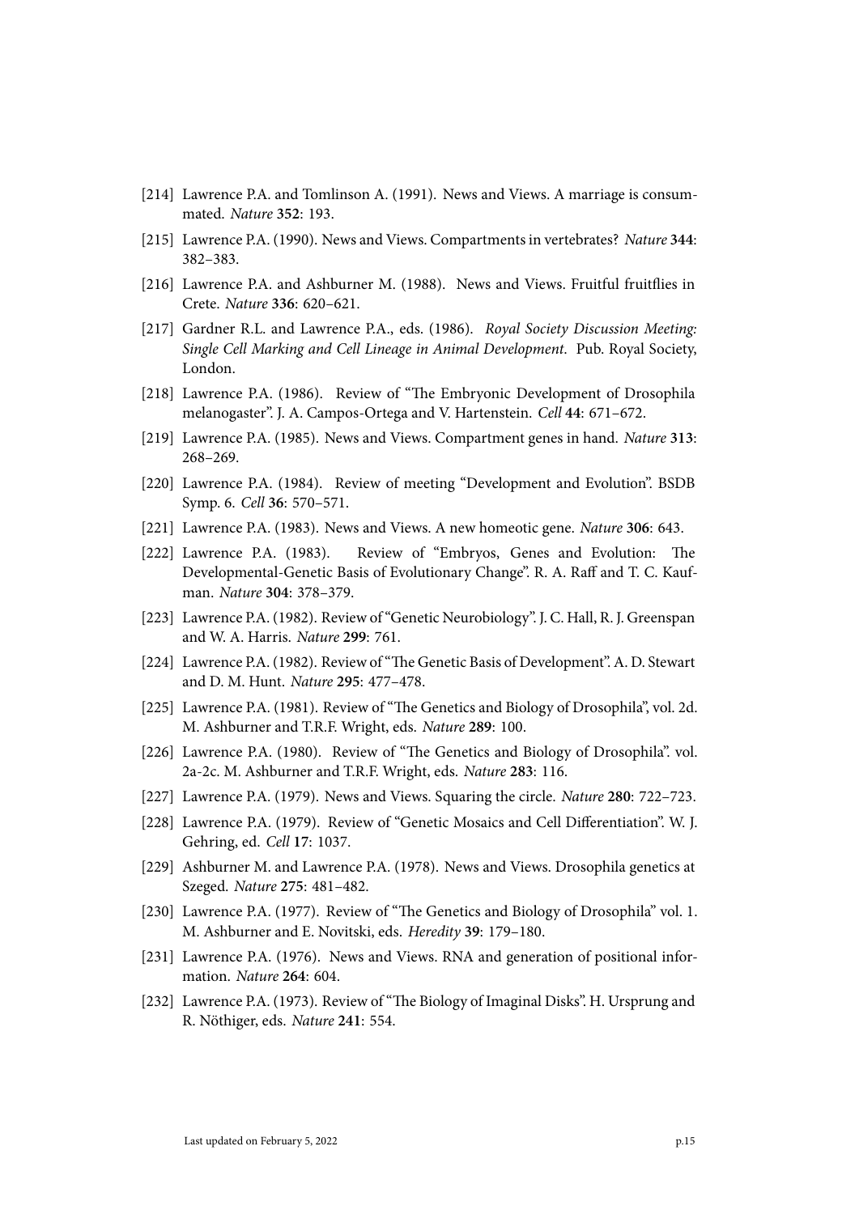[214] Lawrence P.A. and Tomlinson A. (1991). News and Views. A marriage is consummated. *Nature* **352**: 193.

[215] Lawrence P.A. (1990). News and Views. Compartments in vertebrates? *Nature* **344**: 382–383.

[216] Lawrence P.A. and Ashburner M. (1988). News and Views. Fruitful fruitflies in Crete. *Nature* **336**: 620–621.

[217] Gardner R.L. and Lawrence P.A., eds. (1986). *Royal Society Discussion Meeting: Single Cell Marking and Cell Lineage in Animal Development*. Pub. Royal Society, London.

[218] Lawrence P.A. (1986). Review of "The Embryonic Development of Drosophila melanogaster". J. A. Campos-Ortega and V. Hartenstein. *Cell* **44**: 671–672.

[219] Lawrence P.A. (1985). News and Views. Compartment genes in hand. *Nature* **313**: 268–269.

[220] Lawrence P.A. (1984). Review of meeting "Development and Evolution". BSDB Symp. 6. *Cell* **36**: 570–571.

[221] Lawrence P.A. (1983). News and Views. A new homeotic gene. *Nature* **306**: 643.

[222] Lawrence P.A. (1983). Review of "Embryos, Genes and Evolution: The Developmental-Genetic Basis of Evolutionary Change". R. A. Raff and T. C. Kaufman. *Nature* **304**: 378–379.

[223] Lawrence P.A. (1982). Review of "Genetic Neurobiology". J. C. Hall, R. J. Greenspan and W. A. Harris. *Nature* **299**: 761.

[224] Lawrence P.A. (1982). Review of "The Genetic Basis of Development". A. D. Stewart and D. M. Hunt. *Nature* **295**: 477–478.

[225] Lawrence P.A. (1981). Review of "The Genetics and Biology of Drosophila", vol. 2d. M. Ashburner and T.R.F. Wright, eds. *Nature* **289**: 100.

[226] Lawrence P.A. (1980). Review of "The Genetics and Biology of Drosophila". vol. 2a-2c. M. Ashburner and T.R.F. Wright, eds. *Nature* **283**: 116.

[227] Lawrence P.A. (1979). News and Views. Squaring the circle. *Nature* **280**: 722–723.

[228] Lawrence P.A. (1979). Review of "Genetic Mosaics and Cell Differentiation". W. J. Gehring, ed. *Cell* **17**: 1037.

[229] Ashburner M. and Lawrence P.A. (1978). News and Views. Drosophila genetics at Szeged. *Nature* **275**: 481–482.

[230] Lawrence P.A. (1977). Review of "The Genetics and Biology of Drosophila" vol. 1. M. Ashburner and E. Novitski, eds. *Heredity* **39**: 179–180.

[231] Lawrence P.A. (1976). News and Views. RNA and generation of positional information. *Nature* **264**: 604.

[232] Lawrence P.A. (1973). Review of "The Biology of Imaginal Disks". H. Ursprung and R. Nöthiger, eds. *Nature* **241**: 554.

Last updated on February 5, 2022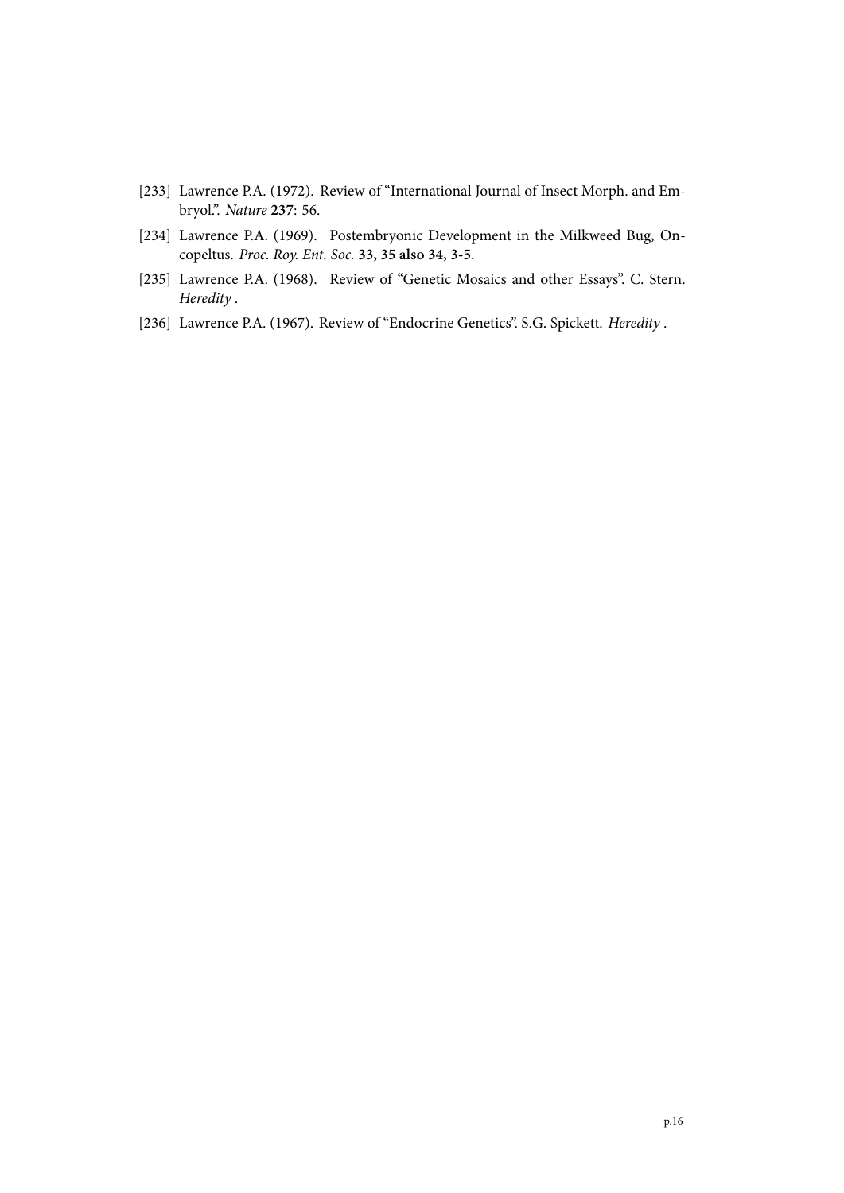[233] Lawrence P.A. (1972). Review of "International Journal of Insect Morph. and Embryol.". *Nature* **237**: 56.

[234] Lawrence P.A. (1969). Postembryonic Development in the Milkweed Bug, Oncopeltus. *Proc. Roy. Ent. Soc.* **33, 35 also 34, 3-5**.

[235] Lawrence P.A. (1968). Review of "Genetic Mosaics and other Essays". C. Stern. *Heredity* .

[236] Lawrence P.A. (1967). Review of "Endocrine Genetics". S.G. Spickett. *Heredity* .